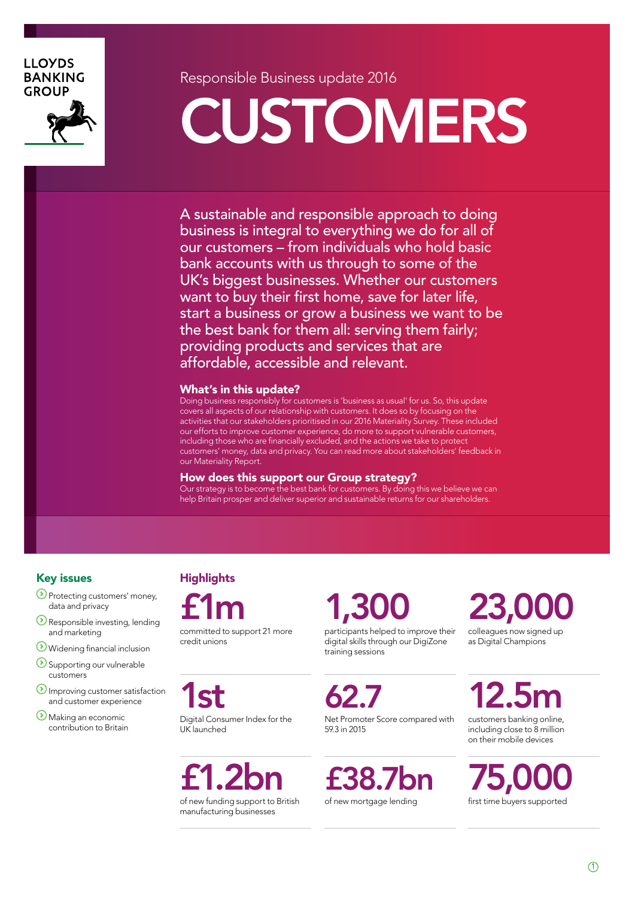LLOYDS BANKING GROUP

Responsible Business update 2016

# CUSTOMERS

A sustainable and responsible approach to doing business is integral to everything we do for all of our customers – from individuals who hold basic bank accounts with us through to some of the UK's biggest businesses. Whether our customers want to buy their first home, save for later life, start a business or grow a business we want to be the best bank for them all: serving them fairly; providing products and services that are affordable, accessible and relevant.

### What's in this update?

Doing business responsibly for customers is 'business as usual' for us. So, this update covers all aspects of our relationship with customers. It does so by focusing on the activities that our stakeholders prioritised in our 2016 Materiality Survey. These included our efforts to improve customer experience, do more to support vulnerable customers, including those who are financially excluded, and the actions we take to protect customers' money, data and privacy. You can read more about stakeholders' feedback in our Materiality Report.

### How does this support our Group strategy?

Our strategy is to become the best bank for customers. By doing this we believe we can help Britain prosper and deliver superior and sustainable returns for our shareholders.

## Key issues

- Protecting customers' money, data and privacy
- Responsible investing, lending and marketing
- Widening financial inclusion
- Supporting our vulnerable customers
- Improving customer satisfaction and customer experience
- Making an economic contribution to Britain

## Highlights

**£1m**
committed to support 21 more credit unions

**1,300**
participants helped to improve their digital skills through our DigiZone training sessions

**23,000**
colleagues now signed up as Digital Champions

**1st**
Digital Consumer Index for the UK launched

**62.7**
Net Promoter Score compared with 59.3 in 2015

**12.5m**
customers banking online, including close to 8 million on their mobile devices

**£1.2bn**
of new funding support to British manufacturing businesses

**£38.7bn**
of new mortgage lending

**75,000**
first time buyers supported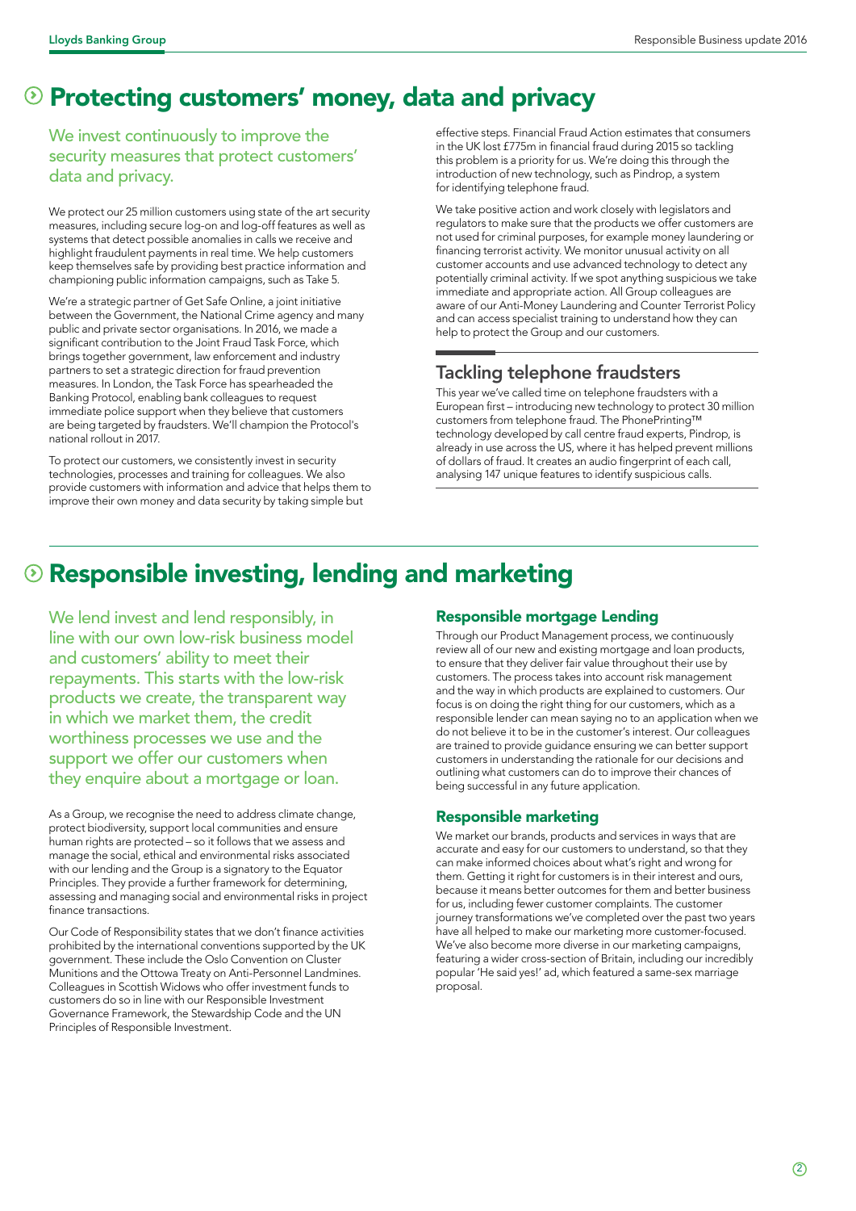# Protecting customers' money, data and privacy

We invest continuously to improve the security measures that protect customers' data and privacy.

We protect our 25 million customers using state of the art security measures, including secure log-on and log-off features as well as systems that detect possible anomalies in calls we receive and highlight fraudulent payments in real time. We help customers keep themselves safe by providing best practice information and championing public information campaigns, such as Take 5.

We're a strategic partner of Get Safe Online, a joint initiative between the Government, the National Crime agency and many public and private sector organisations. In 2016, we made a significant contribution to the Joint Fraud Task Force, which brings together government, law enforcement and industry partners to set a strategic direction for fraud prevention measures. In London, the Task Force has spearheaded the Banking Protocol, enabling bank colleagues to request immediate police support when they believe that customers are being targeted by fraudsters. We'll champion the Protocol's national rollout in 2017.

To protect our customers, we consistently invest in security technologies, processes and training for colleagues. We also provide customers with information and advice that helps them to improve their own money and data security by taking simple but effective steps. Financial Fraud Action estimates that consumers in the UK lost £775m in financial fraud during 2015 so tackling this problem is a priority for us. We're doing this through the introduction of new technology, such as Pindrop, a system for identifying telephone fraud.

We take positive action and work closely with legislators and regulators to make sure that the products we offer customers are not used for criminal purposes, for example money laundering or financing terrorist activity. We monitor unusual activity on all customer accounts and use advanced technology to detect any potentially criminal activity. If we spot anything suspicious we take immediate and appropriate action. All Group colleagues are aware of our Anti-Money Laundering and Counter Terrorist Policy and can access specialist training to understand how they can help to protect the Group and our customers.

## Tackling telephone fraudsters

This year we've called time on telephone fraudsters with a European first – introducing new technology to protect 30 million customers from telephone fraud. The PhonePrinting™ technology developed by call centre fraud experts, Pindrop, is already in use across the US, where it has helped prevent millions of dollars of fraud. It creates an audio fingerprint of each call, analysing 147 unique features to identify suspicious calls.

# Responsible investing, lending and marketing

We lend invest and lend responsibly, in line with our own low-risk business model and customers' ability to meet their repayments. This starts with the low-risk products we create, the transparent way in which we market them, the credit worthiness processes we use and the support we offer our customers when they enquire about a mortgage or loan.

As a Group, we recognise the need to address climate change, protect biodiversity, support local communities and ensure human rights are protected – so it follows that we assess and manage the social, ethical and environmental risks associated with our lending and the Group is a signatory to the Equator Principles. They provide a further framework for determining, assessing and managing social and environmental risks in project finance transactions.

Our Code of Responsibility states that we don't finance activities prohibited by the international conventions supported by the UK government. These include the Oslo Convention on Cluster Munitions and the Ottowa Treaty on Anti-Personnel Landmines. Colleagues in Scottish Widows who offer investment funds to customers do so in line with our Responsible Investment Governance Framework, the Stewardship Code and the UN Principles of Responsible Investment.

## Responsible mortgage Lending

Through our Product Management process, we continuously review all of our new and existing mortgage and loan products, to ensure that they deliver fair value throughout their use by customers. The process takes into account risk management and the way in which products are explained to customers. Our focus is on doing the right thing for our customers, which as a responsible lender can mean saying no to an application when we do not believe it to be in the customer's interest. Our colleagues are trained to provide guidance ensuring we can better support customers in understanding the rationale for our decisions and outlining what customers can do to improve their chances of being successful in any future application.

## Responsible marketing

We market our brands, products and services in ways that are accurate and easy for our customers to understand, so that they can make informed choices about what's right and wrong for them. Getting it right for customers is in their interest and ours, because it means better outcomes for them and better business for us, including fewer customer complaints. The customer journey transformations we've completed over the past two years have all helped to make our marketing more customer-focused. We've also become more diverse in our marketing campaigns, featuring a wider cross-section of Britain, including our incredibly popular 'He said yes!' ad, which featured a same-sex marriage proposal.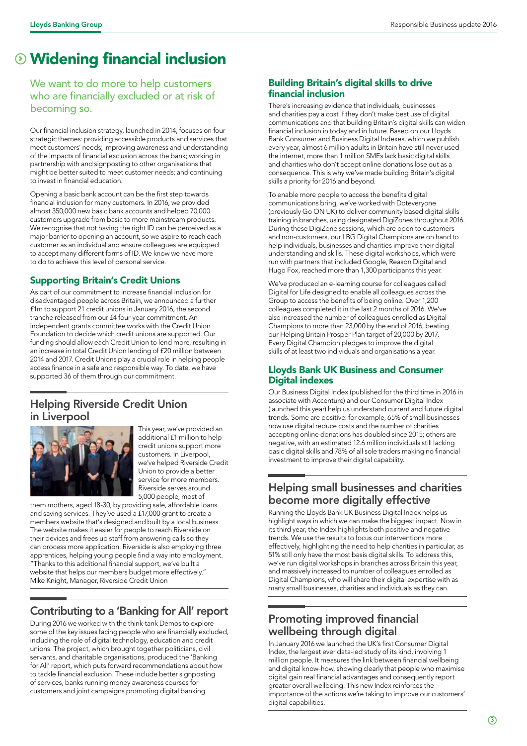# Widening financial inclusion

We want to do more to help customers who are financially excluded or at risk of becoming so.

Our financial inclusion strategy, launched in 2014, focuses on four strategic themes: providing accessible products and services that meet customers' needs; improving awareness and understanding of the impacts of financial exclusion across the bank; working in partnership with and signposting to other organisations that might be better suited to meet customer needs; and continuing to invest in financial education.

Opening a basic bank account can be the first step towards financial inclusion for many customers. In 2016, we provided almost 350,000 new basic bank accounts and helped 70,000 customers upgrade from basic to more mainstream products. We recognise that not having the right ID can be perceived as a major barrier to opening an account, so we aspire to reach each customer as an individual and ensure colleagues are equipped to accept many different forms of ID. We know we have more to do to achieve this level of personal service.

### Supporting Britain's Credit Unions

As part of our commitment to increase financial inclusion for disadvantaged people across Britain, we announced a further £1m to support 21 credit unions in January 2016, the second tranche released from our £4 four-year commitment. An independent grants committee works with the Credit Union Foundation to decide which credit unions are supported. Our funding should allow each Credit Union to lend more, resulting in an increase in total Credit Union lending of £20 million between 2014 and 2017. Credit Unions play a crucial role in helping people access finance in a safe and responsible way. To date, we have supported 36 of them through our commitment.

## Helping Riverside Credit Union in Liverpool

This year, we've provided an additional £1 million to help credit unions support more customers. In Liverpool, we've helped Riverside Credit Union to provide a better service for more members. Riverside serves around 5,000 people, most of them mothers, aged 18-30, by providing safe, affordable loans and saving services. They've used a £17,000 grant to create a members website that's designed and built by a local business. The website makes it easier for people to reach Riverside on their devices and frees up staff from answering calls so they can process more application. Riverside is also employing three apprentices, helping young people find a way into employment. "Thanks to this additional financial support, we've built a website that helps our members budget more effectively." Mike Knight, Manager, Riverside Credit Union

## Contributing to a 'Banking for All' report

During 2016 we worked with the think-tank Demos to explore some of the key issues facing people who are financially excluded, including the role of digital technology, education and credit unions. The project, which brought together politicians, civil servants, and charitable organisations, produced the 'Banking for All' report, which puts forward recommendations about how to tackle financial exclusion. These include better signposting of services, banks running money awareness courses for customers and joint campaigns promoting digital banking.

### Building Britain's digital skills to drive financial inclusion

There's increasing evidence that individuals, businesses and charities pay a cost if they don't make best use of digital communications and that building Britain's digital skills can widen financial inclusion in today and in future. Based on our Lloyds Bank Consumer and Business Digital Indexes, which we publish every year, almost 6 million adults in Britain have still never used the internet, more than 1 million SMEs lack basic digital skills and charities who don't accept online donations lose out as a consequence. This is why we've made building Britain's digital skills a priority for 2016 and beyond.

To enable more people to access the benefits digital communications bring, we've worked with Doteveryone (previously Go ON UK) to deliver community based digital skills training in branches, using designated DigiZones throughout 2016. During these DigiZone sessions, which are open to customers and non-customers, our LBG Digital Champions are on hand to help individuals, businesses and charities improve their digital understanding and skills. These digital workshops, which were run with partners that included Google, Reason Digital and Hugo Fox, reached more than 1,300 participants this year.

We've produced an e-learning course for colleagues called Digital for Life designed to enable all colleagues across the Group to access the benefits of being online. Over 1,200 colleagues completed it in the last 2 months of 2016. We've also increased the number of colleagues enrolled as Digital Champions to more than 23,000 by the end of 2016, beating our Helping Britain Prosper Plan target of 20,000 by 2017. Every Digital Champion pledges to improve the digital skills of at least two individuals and organisations a year.

### Lloyds Bank UK Business and Consumer Digital indexes

Our Business Digital Index (published for the third time in 2016 in associate with Accenture) and our Consumer Digital Index (launched this year) help us understand current and future digital trends. Some are positive: for example, 65% of small businesses now use digital reduce costs and the number of charities accepting online donations has doubled since 2015; others are negative, with an estimated 12.6 million individuals still lacking basic digital skills and 78% of all sole traders making no financial investment to improve their digital capability.

## Helping small businesses and charities become more digitally effective

Running the Lloyds Bank UK Business Digital Index helps us highlight ways in which we can make the biggest impact. Now in its third year, the Index highlights both positive and negative trends. We use the results to focus our interventions more effectively, highlighting the need to help charities in particular, as 51% still only have the most basis digital skills. To address this, we've run digital workshops in branches across Britain this year, and massively increased to number of colleagues enrolled as Digital Champions, who will share their digital expertise with as many small businesses, charities and individuals as they can.

## Promoting improved financial wellbeing through digital

In January 2016 we launched the UK's first Consumer Digital Index, the largest ever data-led study of its kind, involving 1 million people. It measures the link between financial wellbeing and digital know-how, showing clearly that people who maximise digital gain real financial advantages and consequently report greater overall wellbeing. This new Index reinforces the importance of the actions we're taking to improve our customers' digital capabilities.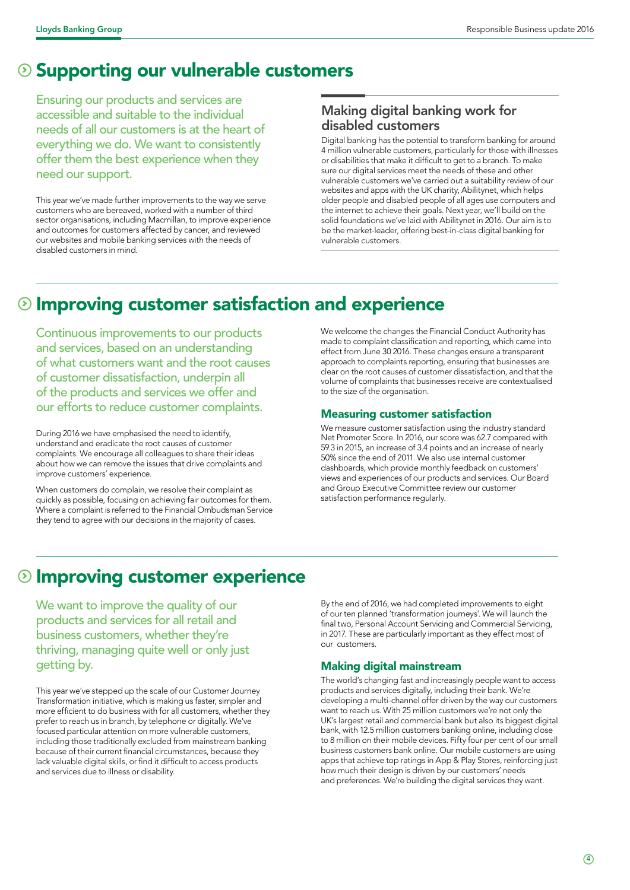## Supporting our vulnerable customers

Ensuring our products and services are accessible and suitable to the individual needs of all our customers is at the heart of everything we do. We want to consistently offer them the best experience when they need our support.

This year we've made further improvements to the way we serve customers who are bereaved, worked with a number of third sector organisations, including Macmillan, to improve experience and outcomes for customers affected by cancer, and reviewed our websites and mobile banking services with the needs of disabled customers in mind.

### Making digital banking work for disabled customers

Digital banking has the potential to transform banking for around 4 million vulnerable customers, particularly for those with illnesses or disabilities that make it difficult to get to a branch. To make sure our digital services meet the needs of these and other vulnerable customers we've carried out a suitability review of our websites and apps with the UK charity, Abilitynet, which helps older people and disabled people of all ages use computers and the internet to achieve their goals. Next year, we'll build on the solid foundations we've laid with Abilitynet in 2016. Our aim is to be the market-leader, offering best-in-class digital banking for vulnerable customers.

## Improving customer satisfaction and experience

Continuous improvements to our products and services, based on an understanding of what customers want and the root causes of customer dissatisfaction, underpin all of the products and services we offer and our efforts to reduce customer complaints.

During 2016 we have emphasised the need to identify, understand and eradicate the root causes of customer complaints. We encourage all colleagues to share their ideas about how we can remove the issues that drive complaints and improve customers' experience.

When customers do complain, we resolve their complaint as quickly as possible, focusing on achieving fair outcomes for them. Where a complaint is referred to the Financial Ombudsman Service they tend to agree with our decisions in the majority of cases.

We welcome the changes the Financial Conduct Authority has made to complaint classification and reporting, which came into effect from June 30 2016. These changes ensure a transparent approach to complaints reporting, ensuring that businesses are clear on the root causes of customer dissatisfaction, and that the volume of complaints that businesses receive are contextualised to the size of the organisation.

### Measuring customer satisfaction

We measure customer satisfaction using the industry standard Net Promoter Score. In 2016, our score was 62.7 compared with 59.3 in 2015, an increase of 3.4 points and an increase of nearly 50% since the end of 2011. We also use internal customer dashboards, which provide monthly feedback on customers' views and experiences of our products and services. Our Board and Group Executive Committee review our customer satisfaction performance regularly.

## Improving customer experience

We want to improve the quality of our products and services for all retail and business customers, whether they're thriving, managing quite well or only just getting by.

This year we've stepped up the scale of our Customer Journey Transformation initiative, which is making us faster, simpler and more efficient to do business with for all customers, whether they prefer to reach us in branch, by telephone or digitally. We've focused particular attention on more vulnerable customers, including those traditionally excluded from mainstream banking because of their current financial circumstances, because they lack valuable digital skills, or find it difficult to access products and services due to illness or disability.

By the end of 2016, we had completed improvements to eight of our ten planned 'transformation journeys'. We will launch the final two, Personal Account Servicing and Commercial Servicing, in 2017. These are particularly important as they effect most of our customers.

### Making digital mainstream

The world's changing fast and increasingly people want to access products and services digitally, including their bank. We're developing a multi-channel offer driven by the way our customers want to reach us. With 25 million customers we're not only the UK's largest retail and commercial bank but also its biggest digital bank, with 12.5 million customers banking online, including close to 8 million on their mobile devices. Fifty four per cent of our small business customers bank online. Our mobile customers are using apps that achieve top ratings in App & Play Stores, reinforcing just how much their design is driven by our customers' needs and preferences. We're building the digital services they want.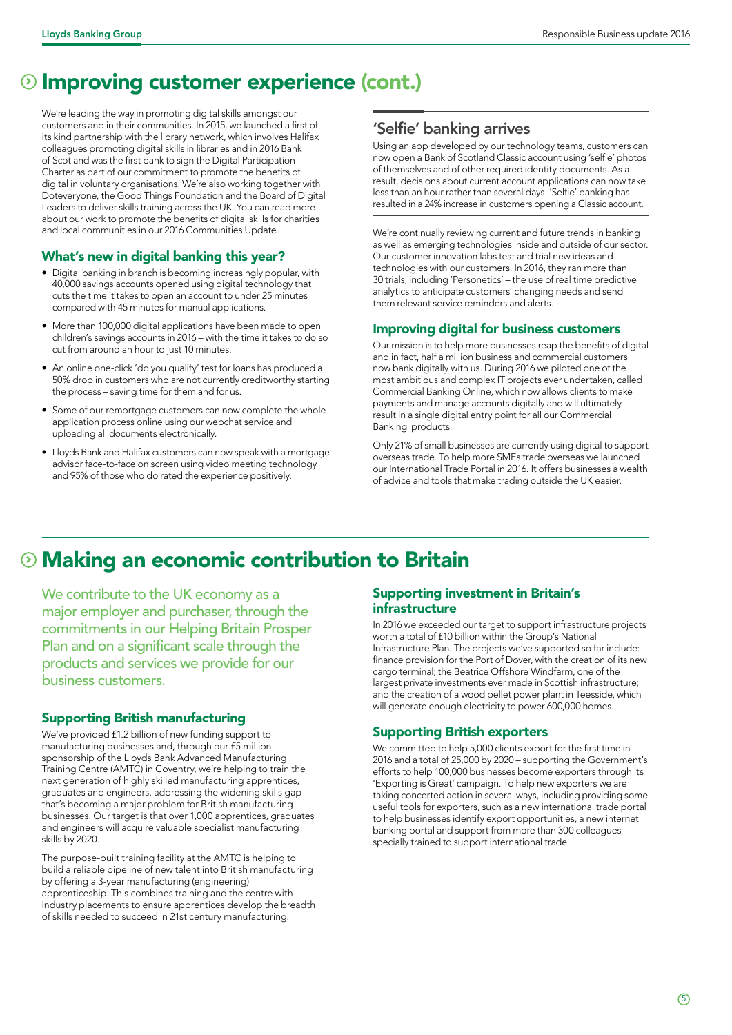# Improving customer experience (cont.)

We're leading the way in promoting digital skills amongst our customers and in their communities. In 2015, we launched a first of its kind partnership with the library network, which involves Halifax colleagues promoting digital skills in libraries and in 2016 Bank of Scotland was the first bank to sign the Digital Participation Charter as part of our commitment to promote the benefits of digital in voluntary organisations. We're also working together with Doteveryone, the Good Things Foundation and the Board of Digital Leaders to deliver skills training across the UK. You can read more about our work to promote the benefits of digital skills for charities and local communities in our 2016 Communities Update.

### What's new in digital banking this year?

- Digital banking in branch is becoming increasingly popular, with 40,000 savings accounts opened using digital technology that cuts the time it takes to open an account to under 25 minutes compared with 45 minutes for manual applications.
- More than 100,000 digital applications have been made to open children's savings accounts in 2016 – with the time it takes to do so cut from around an hour to just 10 minutes.
- An online one-click 'do you qualify' test for loans has produced a 50% drop in customers who are not currently creditworthy starting the process – saving time for them and for us.
- Some of our remortgage customers can now complete the whole application process online using our webchat service and uploading all documents electronically.
- Lloyds Bank and Halifax customers can now speak with a mortgage advisor face-to-face on screen using video meeting technology and 95% of those who do rated the experience positively.

### 'Selfie' banking arrives

Using an app developed by our technology teams, customers can now open a Bank of Scotland Classic account using 'selfie' photos of themselves and of other required identity documents. As a result, decisions about current account applications can now take less than an hour rather than several days. 'Selfie' banking has resulted in a 24% increase in customers opening a Classic account.

We're continually reviewing current and future trends in banking as well as emerging technologies inside and outside of our sector. Our customer innovation labs test and trial new ideas and technologies with our customers. In 2016, they ran more than 30 trials, including 'Personetics' – the use of real time predictive analytics to anticipate customers' changing needs and send them relevant service reminders and alerts.

### Improving digital for business customers

Our mission is to help more businesses reap the benefits of digital and in fact, half a million business and commercial customers now bank digitally with us. During 2016 we piloted one of the most ambitious and complex IT projects ever undertaken, called Commercial Banking Online, which now allows clients to make payments and manage accounts digitally and will ultimately result in a single digital entry point for all our Commercial Banking products.

Only 21% of small businesses are currently using digital to support overseas trade. To help more SMEs trade overseas we launched our International Trade Portal in 2016. It offers businesses a wealth of advice and tools that make trading outside the UK easier.

# Making an economic contribution to Britain

We contribute to the UK economy as a major employer and purchaser, through the commitments in our Helping Britain Prosper Plan and on a significant scale through the products and services we provide for our business customers.

### Supporting British manufacturing

We've provided £1.2 billion of new funding support to manufacturing businesses and, through our £5 million sponsorship of the Lloyds Bank Advanced Manufacturing Training Centre (AMTC) in Coventry, we're helping to train the next generation of highly skilled manufacturing apprentices, graduates and engineers, addressing the widening skills gap that's becoming a major problem for British manufacturing businesses. Our target is that over 1,000 apprentices, graduates and engineers will acquire valuable specialist manufacturing skills by 2020.

The purpose-built training facility at the AMTC is helping to build a reliable pipeline of new talent into British manufacturing by offering a 3-year manufacturing (engineering) apprenticeship. This combines training and the centre with industry placements to ensure apprentices develop the breadth of skills needed to succeed in 21st century manufacturing.

### Supporting investment in Britain's infrastructure

In 2016 we exceeded our target to support infrastructure projects worth a total of £10 billion within the Group's National Infrastructure Plan. The projects we've supported so far include: finance provision for the Port of Dover, with the creation of its new cargo terminal; the Beatrice Offshore Windfarm, one of the largest private investments ever made in Scottish infrastructure; and the creation of a wood pellet power plant in Teesside, which will generate enough electricity to power 600,000 homes.

### Supporting British exporters

We committed to help 5,000 clients export for the first time in 2016 and a total of 25,000 by 2020 – supporting the Government's efforts to help 100,000 businesses become exporters through its 'Exporting is Great' campaign. To help new exporters we are taking concerted action in several ways, including providing some useful tools for exporters, such as a new international trade portal to help businesses identify export opportunities, a new internet banking portal and support from more than 300 colleagues specially trained to support international trade.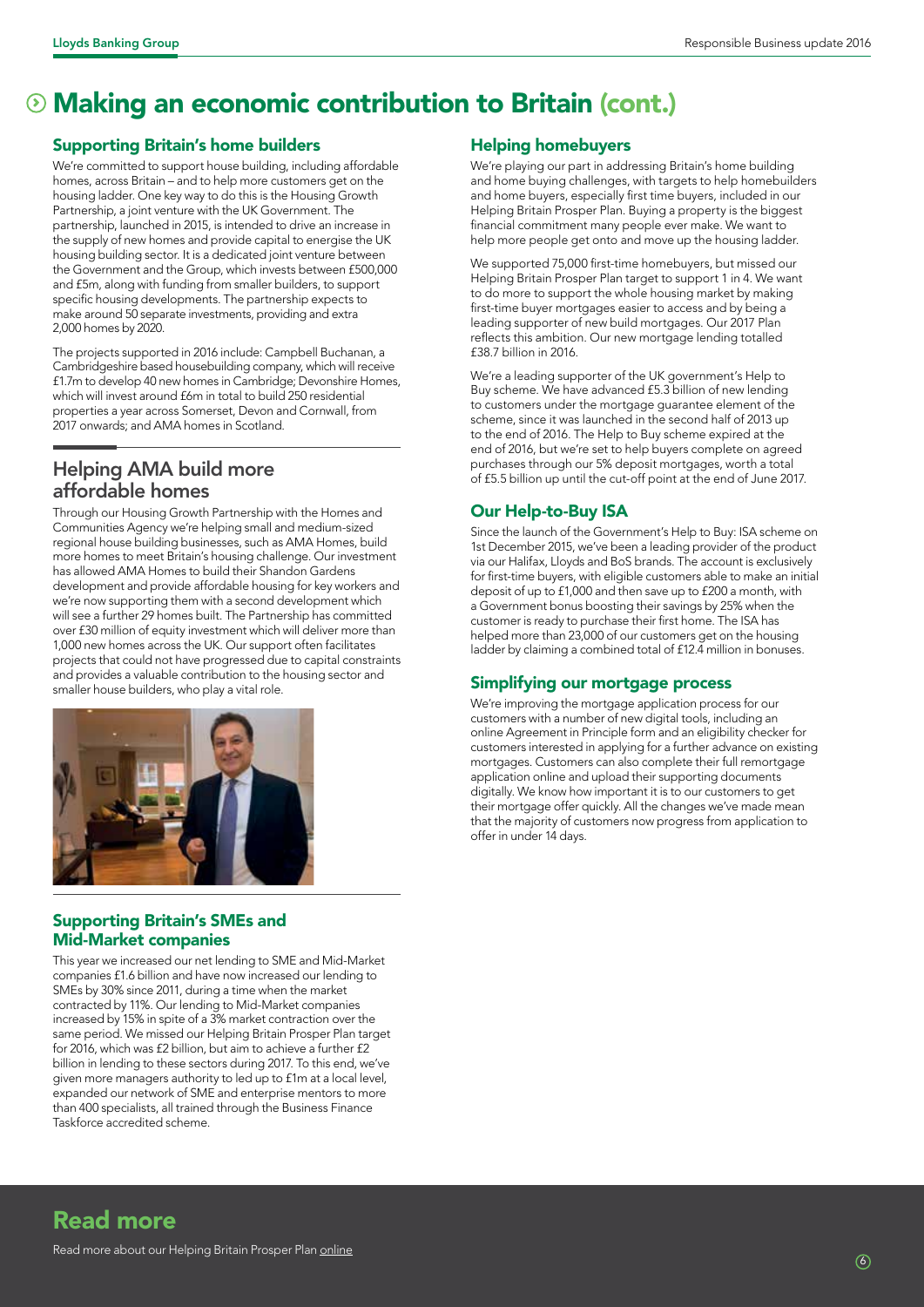# Making an economic contribution to Britain (cont.)

## Supporting Britain's home builders

We're committed to support house building, including affordable homes, across Britain – and to help more customers get on the housing ladder. One key way to do this is the Housing Growth Partnership, a joint venture with the UK Government. The partnership, launched in 2015, is intended to drive an increase in the supply of new homes and provide capital to energise the UK housing building sector. It is a dedicated joint venture between the Government and the Group, which invests between £500,000 and £5m, along with funding from smaller builders, to support specific housing developments. The partnership expects to make around 50 separate investments, providing and extra 2,000 homes by 2020.

The projects supported in 2016 include: Campbell Buchanan, a Cambridgeshire based housebuilding company, which will receive £1.7m to develop 40 new homes in Cambridge; Devonshire Homes, which will invest around £6m in total to build 250 residential properties a year across Somerset, Devon and Cornwall, from 2017 onwards; and AMA homes in Scotland.

## Helping AMA build more affordable homes

Through our Housing Growth Partnership with the Homes and Communities Agency we're helping small and medium-sized regional house building businesses, such as AMA Homes, build more homes to meet Britain's housing challenge. Our investment has allowed AMA Homes to build their Shandon Gardens development and provide affordable housing for key workers and we're now supporting them with a second development which will see a further 29 homes built. The Partnership has committed over £30 million of equity investment which will deliver more than 1,000 new homes across the UK. Our support often facilitates projects that could not have progressed due to capital constraints and provides a valuable contribution to the housing sector and smaller house builders, who play a vital role.

## Supporting Britain's SMEs and Mid-Market companies

This year we increased our net lending to SME and Mid-Market companies £1.6 billion and have now increased our lending to SMEs by 30% since 2011, during a time when the market contracted by 11%. Our lending to Mid-Market companies increased by 15% in spite of a 3% market contraction over the same period. We missed our Helping Britain Prosper Plan target for 2016, which was £2 billion, but aim to achieve a further £2 billion in lending to these sectors during 2017. To this end, we've given more managers authority to led up to £1m at a local level, expanded our network of SME and enterprise mentors to more than 400 specialists, all trained through the Business Finance Taskforce accredited scheme.

## Helping homebuyers

We're playing our part in addressing Britain's home building and home buying challenges, with targets to help homebuilders and home buyers, especially first time buyers, included in our Helping Britain Prosper Plan. Buying a property is the biggest financial commitment many people ever make. We want to help more people get onto and move up the housing ladder.

We supported 75,000 first-time homebuyers, but missed our Helping Britain Prosper Plan target to support 1 in 4. We want to do more to support the whole housing market by making first-time buyer mortgages easier to access and by being a leading supporter of new build mortgages. Our 2017 Plan reflects this ambition. Our new mortgage lending totalled £38.7 billion in 2016.

We're a leading supporter of the UK government's Help to Buy scheme. We have advanced £5.3 billion of new lending to customers under the mortgage guarantee element of the scheme, since it was launched in the second half of 2013 up to the end of 2016. The Help to Buy scheme expired at the end of 2016, but we're set to help buyers complete on agreed purchases through our 5% deposit mortgages, worth a total of £5.5 billion up until the cut-off point at the end of June 2017.

## Our Help-to-Buy ISA

Since the launch of the Government's Help to Buy: ISA scheme on 1st December 2015, we've been a leading provider of the product via our Halifax, Lloyds and BoS brands. The account is exclusively for first-time buyers, with eligible customers able to make an initial deposit of up to £1,000 and then save up to £200 a month, with a Government bonus boosting their savings by 25% when the customer is ready to purchase their first home. The ISA has helped more than 23,000 of our customers get on the housing ladder by claiming a combined total of £12.4 million in bonuses.

## Simplifying our mortgage process

We're improving the mortgage application process for our customers with a number of new digital tools, including an online Agreement in Principle form and an eligibility checker for customers interested in applying for a further advance on existing mortgages. Customers can also complete their full remortgage application online and upload their supporting documents digitally. We know how important it is to our customers to get their mortgage offer quickly. All the changes we've made mean that the majority of customers now progress from application to offer in under 14 days.

## Read more

Read more about our Helping Britain Prosper Plan online